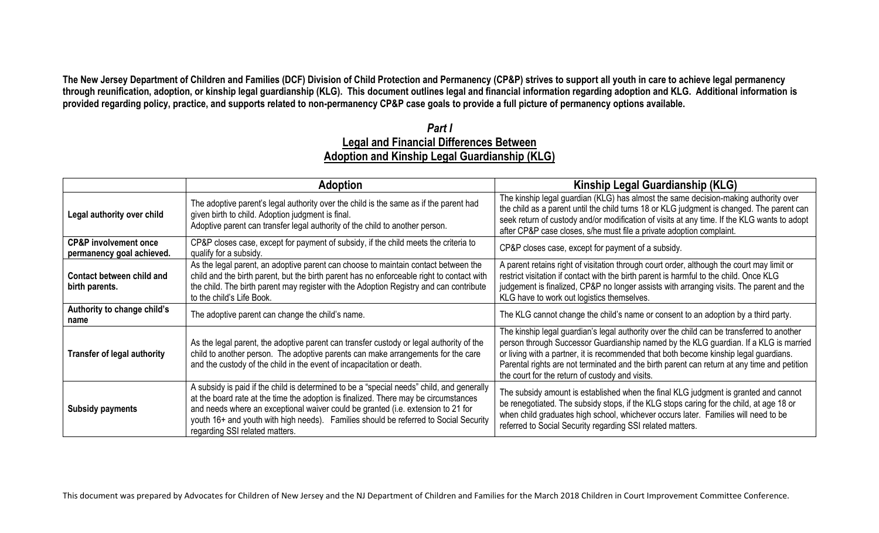**The New Jersey Department of Children and Families (DCF) Division of Child Protection and Permanency (CP&P) strives to support all youth in care to achieve legal permanency through reunification, adoption, or kinship legal guardianship (KLG). This document outlines legal and financial information regarding adoption and KLG. Additional information is provided regarding policy, practice, and supports related to non-permanency CP&P case goals to provide a full picture of permanency options available.**

## *Part I*
## Legal and Financial Differences Between Adoption and Kinship Legal Guardianship (KLG)

| | Adoption | Kinship Legal Guardianship (KLG) |
|---|---|---|
| **Legal authority over child** | The adoptive parent's legal authority over the child is the same as if the parent had given birth to child. Adoption judgment is final.<br>Adoptive parent can transfer legal authority of the child to another person. | The kinship legal guardian (KLG) has almost the same decision-making authority over the child as a parent until the child turns 18 or KLG judgment is changed. The parent can seek return of custody and/or modification of visits at any time. If the KLG wants to adopt after CP&P case closes, s/he must file a private adoption complaint. |
| **CP&P involvement once permanency goal achieved.** | CP&P closes case, except for payment of subsidy, if the child meets the criteria to qualify for a subsidy. | CP&P closes case, except for payment of a subsidy. |
| **Contact between child and birth parents.** | As the legal parent, an adoptive parent can choose to maintain contact between the child and the birth parent, but the birth parent has no enforceable right to contact with the child. The birth parent may register with the Adoption Registry and can contribute to the child's Life Book. | A parent retains right of visitation through court order, although the court may limit or restrict visitation if contact with the birth parent is harmful to the child. Once KLG judgement is finalized, CP&P no longer assists with arranging visits. The parent and the KLG have to work out logistics themselves. |
| **Authority to change child's name** | The adoptive parent can change the child's name. | The KLG cannot change the child's name or consent to an adoption by a third party. |
| **Transfer of legal authority** | As the legal parent, the adoptive parent can transfer custody or legal authority of the child to another person. The adoptive parents can make arrangements for the care and the custody of the child in the event of incapacitation or death. | The kinship legal guardian's legal authority over the child can be transferred to another person through Successor Guardianship named by the KLG guardian. If a KLG is married or living with a partner, it is recommended that both become kinship legal guardians. Parental rights are not terminated and the birth parent can return at any time and petition the court for the return of custody and visits. |
| **Subsidy payments** | A subsidy is paid if the child is determined to be a "special needs" child, and generally at the board rate at the time the adoption is finalized. There may be circumstances and needs where an exceptional waiver could be granted (i.e. extension to 21 for youth 16+ and youth with high needs). Families should be referred to Social Security regarding SSI related matters. | The subsidy amount is established when the final KLG judgment is granted and cannot be renegotiated. The subsidy stops, if the KLG stops caring for the child, at age 18 or when child graduates high school, whichever occurs later. Families will need to be referred to Social Security regarding SSI related matters. |

This document was prepared by Advocates for Children of New Jersey and the NJ Department of Children and Families for the March 2018 Children in Court Improvement Committee Conference.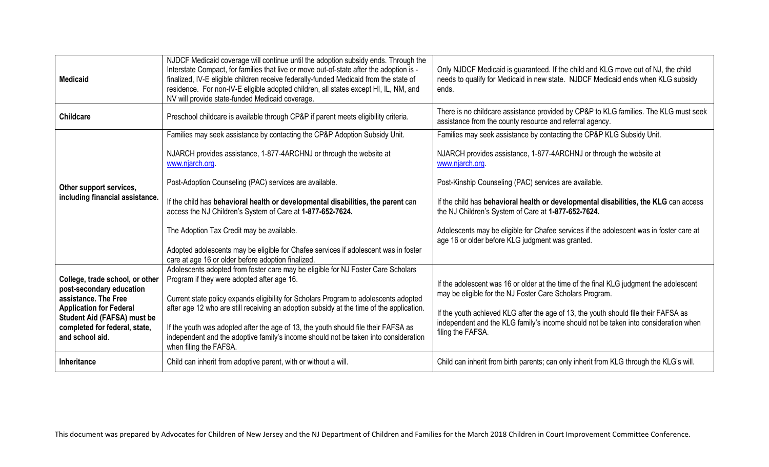| | | |
|---|---|---|
| **Medicaid** | NJDCF Medicaid coverage will continue until the adoption subsidy ends. Through the Interstate Compact, for families that live or move out-of-state after the adoption is - finalized, IV-E eligible children receive federally-funded Medicaid from the state of residence. For non-IV-E eligible adopted children, all states except HI, IL, NM, and NV will provide state-funded Medicaid coverage. | Only NJDCF Medicaid is guaranteed. If the child and KLG move out of NJ, the child needs to qualify for Medicaid in new state. NJDCF Medicaid ends when KLG subsidy ends. |
| **Childcare** | Preschool childcare is available through CP&P if parent meets eligibility criteria. | There is no childcare assistance provided by CP&P to KLG families. The KLG must seek assistance from the county resource and referral agency. |
| **Other support services, including financial assistance.** | Families may seek assistance by contacting the CP&P Adoption Subsidy Unit.<br><br>NJARCH provides assistance, 1-877-4ARCHNJ or through the website at www.njarch.org.<br><br>Post-Adoption Counseling (PAC) services are available.<br><br>If the child has **behavioral health or developmental disabilities, the parent** can access the NJ Children's System of Care at **1-877-652-7624.**<br><br>The Adoption Tax Credit may be available.<br><br>Adopted adolescents may be eligible for Chafee services if adolescent was in foster care at age 16 or older before adoption finalized. | Families may seek assistance by contacting the CP&P KLG Subsidy Unit.<br><br>NJARCH provides assistance, 1-877-4ARCHNJ or through the website at www.njarch.org.<br><br>Post-Kinship Counseling (PAC) services are available.<br><br>If the child has **behavioral health or developmental disabilities, the KLG** can access the NJ Children's System of Care at **1-877-652-7624.**<br><br>Adolescents may be eligible for Chafee services if the adolescent was in foster care at age 16 or older before KLG judgment was granted. |
| **College, trade school, or other post-secondary education assistance. The Free Application for Federal Student Aid (FAFSA) must be completed for federal, state, and school aid**. | Adolescents adopted from foster care may be eligible for NJ Foster Care Scholars Program if they were adopted after age 16.<br><br>Current state policy expands eligibility for Scholars Program to adolescents adopted after age 12 who are still receiving an adoption subsidy at the time of the application.<br><br>If the youth was adopted after the age of 13, the youth should file their FAFSA as independent and the adoptive family's income should not be taken into consideration when filing the FAFSA. | If the adolescent was 16 or older at the time of the final KLG judgment the adolescent may be eligible for the NJ Foster Care Scholars Program.<br><br>If the youth achieved KLG after the age of 13, the youth should file their FAFSA as independent and the KLG family's income should not be taken into consideration when filing the FAFSA. |
| **Inheritance** | Child can inherit from adoptive parent, with or without a will. | Child can inherit from birth parents; can only inherit from KLG through the KLG's will. |

This document was prepared by Advocates for Children of New Jersey and the NJ Department of Children and Families for the March 2018 Children in Court Improvement Committee Conference.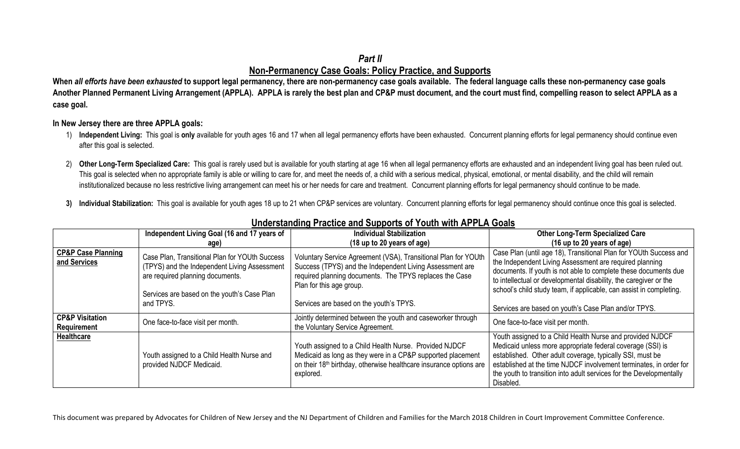# *Part II*

## Non-Permanency Case Goals: Policy Practice, and Supports

**When *all efforts have been exhausted* to support legal permanency, there are non-permanency case goals available. The federal language calls these non-permanency case goals Another Planned Permanent Living Arrangement (APPLA). APPLA is rarely the best plan and CP&P must document, and the court must find, compelling reason to select APPLA as a case goal.**

**In New Jersey there are three APPLA goals:**

1) **Independent Living:** This goal is **only** available for youth ages 16 and 17 when all legal permanency efforts have been exhausted. Concurrent planning efforts for legal permanency should continue even after this goal is selected.

2) **Other Long-Term Specialized Care:** This goal is rarely used but is available for youth starting at age 16 when all legal permanency efforts are exhausted and an independent living goal has been ruled out. This goal is selected when no appropriate family is able or willing to care for, and meet the needs of, a child with a serious medical, physical, emotional, or mental disability, and the child will remain institutionalized because no less restrictive living arrangement can meet his or her needs for care and treatment. Concurrent planning efforts for legal permanency should continue to be made.

3) **Individual Stabilization:** This goal is available for youth ages 18 up to 21 when CP&P services are voluntary. Concurrent planning efforts for legal permanency should continue once this goal is selected.

## Understanding Practice and Supports of Youth with APPLA Goals

| | **Independent Living Goal (16 and 17 years of age)** | **Individual Stabilization (18 up to 20 years of age)** | **Other Long-Term Specialized Care (16 up to 20 years of age)** |
|---|---|---|---|
| **CP&P Case Planning and Services** | Case Plan, Transitional Plan for YOUth Success (TPYS) and the Independent Living Assessment are required planning documents.<br><br>Services are based on the youth's Case Plan and TPYS. | Voluntary Service Agreement (VSA), Transitional Plan for YOUth Success (TPYS) and the Independent Living Assessment are required planning documents. The TPYS replaces the Case Plan for this age group.<br><br>Services are based on the youth's TPYS. | Case Plan (until age 18), Transitional Plan for YOUth Success and the Independent Living Assessment are required planning documents. If youth is not able to complete these documents due to intellectual or developmental disability, the caregiver or the school's child study team, if applicable, can assist in completing.<br><br>Services are based on youth's Case Plan and/or TPYS. |
| **CP&P Visitation Requirement** | One face-to-face visit per month. | Jointly determined between the youth and caseworker through the Voluntary Service Agreement. | One face-to-face visit per month. |
| **Healthcare** | Youth assigned to a Child Health Nurse and provided NJDCF Medicaid. | Youth assigned to a Child Health Nurse. Provided NJDCF Medicaid as long as they were in a CP&P supported placement on their 18th birthday, otherwise healthcare insurance options are explored. | Youth assigned to a Child Health Nurse and provided NJDCF Medicaid unless more appropriate federal coverage (SSI) is established. Other adult coverage, typically SSI, must be established at the time NJDCF involvement terminates, in order for the youth to transition into adult services for the Developmentally Disabled. |

This document was prepared by Advocates for Children of New Jersey and the NJ Department of Children and Families for the March 2018 Children in Court Improvement Committee Conference.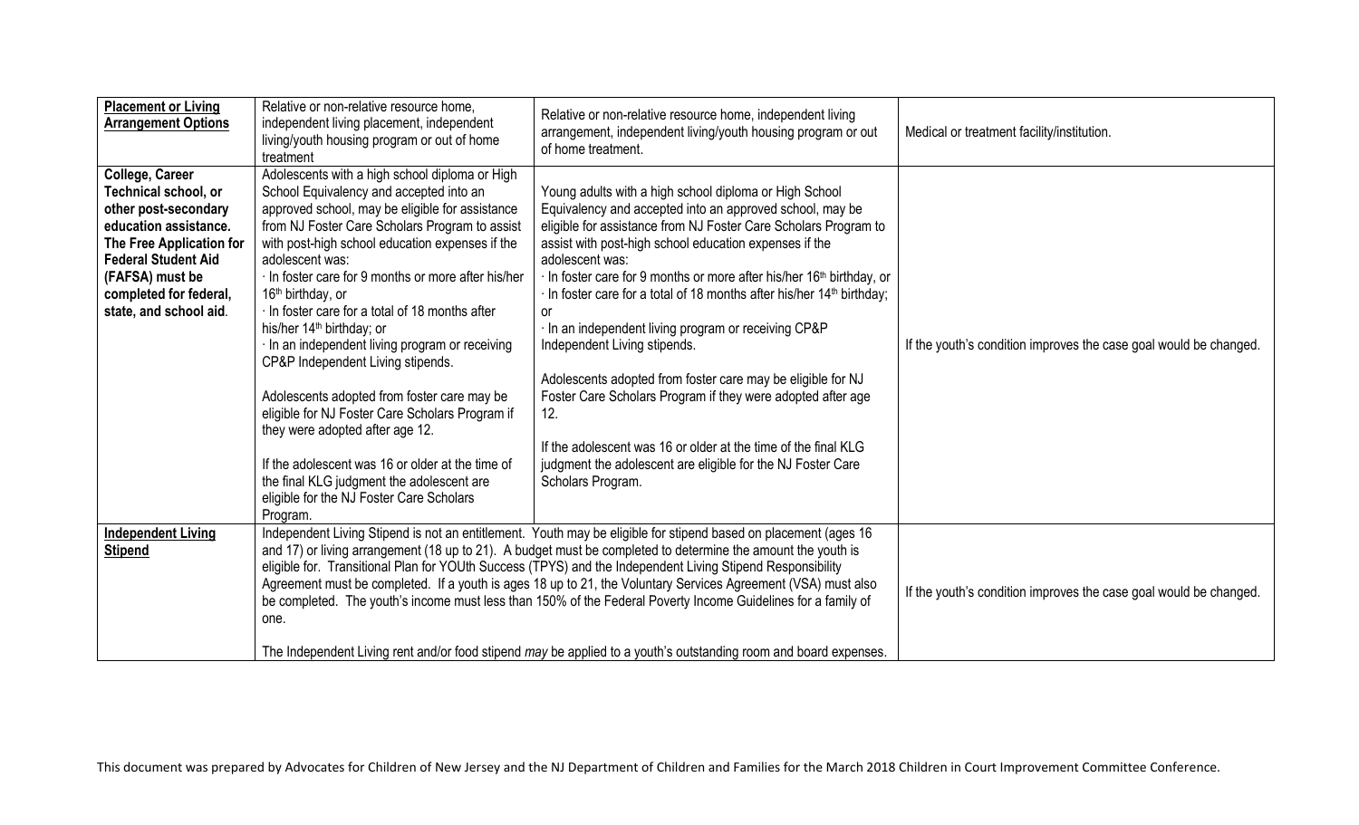| | | | |
|---|---|---|---|
| **Placement or Living Arrangement Options** | Relative or non-relative resource home, independent living placement, independent living/youth housing program or out of home treatment | Relative or non-relative resource home, independent living arrangement, independent living/youth housing program or out of home treatment. | Medical or treatment facility/institution. |
| **College, Career Technical school, or other post-secondary education assistance. The Free Application for Federal Student Aid (FAFSA) must be completed for federal, state, and school aid**. | Adolescents with a high school diploma or High School Equivalency and accepted into an approved school, may be eligible for assistance from NJ Foster Care Scholars Program to assist with post-high school education expenses if the adolescent was:<br>· In foster care for 9 months or more after his/her 16th birthday, or<br>· In foster care for a total of 18 months after his/her 14th birthday; or<br>· In an independent living program or receiving CP&P Independent Living stipends.<br><br>Adolescents adopted from foster care may be eligible for NJ Foster Care Scholars Program if they were adopted after age 12.<br><br>If the adolescent was 16 or older at the time of the final KLG judgment the adolescent are eligible for the NJ Foster Care Scholars Program. | Young adults with a high school diploma or High School Equivalency and accepted into an approved school, may be eligible for assistance from NJ Foster Care Scholars Program to assist with post-high school education expenses if the adolescent was:<br>· In foster care for 9 months or more after his/her 16th birthday, or<br>· In foster care for a total of 18 months after his/her 14th birthday; or<br>· In an independent living program or receiving CP&P Independent Living stipends.<br><br>Adolescents adopted from foster care may be eligible for NJ Foster Care Scholars Program if they were adopted after age 12.<br><br>If the adolescent was 16 or older at the time of the final KLG judgment the adolescent are eligible for the NJ Foster Care Scholars Program. | If the youth's condition improves the case goal would be changed. |
| **Independent Living Stipend** | Independent Living Stipend is not an entitlement. Youth may be eligible for stipend based on placement (ages 16 and 17) or living arrangement (18 up to 21). A budget must be completed to determine the amount the youth is eligible for. Transitional Plan for YOUth Success (TPYS) and the Independent Living Stipend Responsibility Agreement must be completed. If a youth is ages 18 up to 21, the Voluntary Services Agreement (VSA) must also be completed. The youth's income must less than 150% of the Federal Poverty Income Guidelines for a family of one.<br><br>The Independent Living rent and/or food stipend *may* be applied to a youth's outstanding room and board expenses. | | If the youth's condition improves the case goal would be changed. |

This document was prepared by Advocates for Children of New Jersey and the NJ Department of Children and Families for the March 2018 Children in Court Improvement Committee Conference.